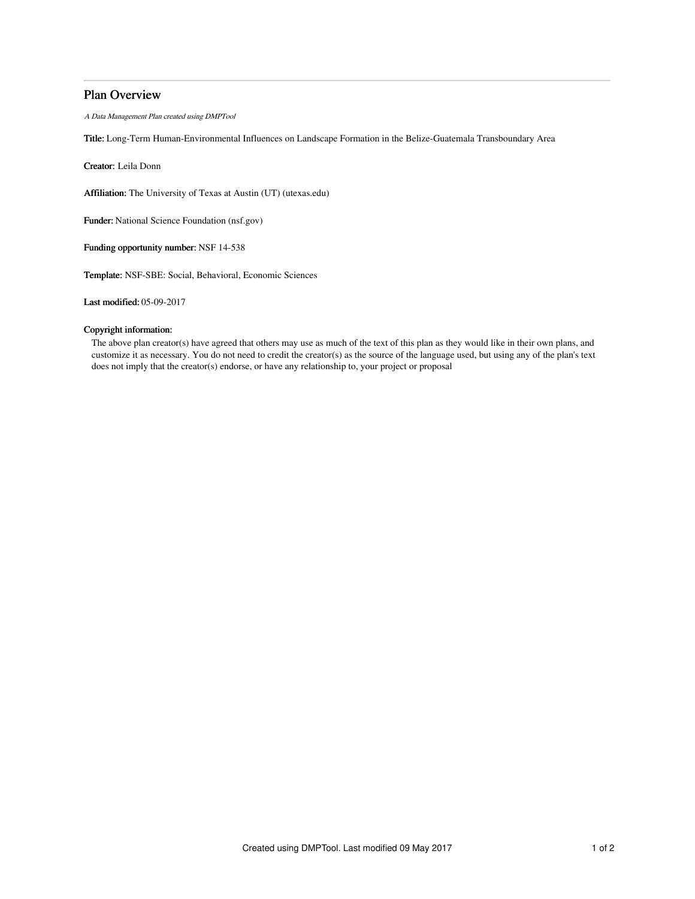# Plan Overview

*A Data Management Plan created using DMPTool*

**Title:** Long-Term Human-Environmental Influences on Landscape Formation in the Belize-Guatemala Transboundary Area

**Creator:** Leila Donn

**Affiliation:** The University of Texas at Austin (UT) (utexas.edu)

**Funder:** National Science Foundation (nsf.gov)

**Funding opportunity number:** NSF 14-538

**Template:** NSF-SBE: Social, Behavioral, Economic Sciences

**Last modified:** 05-09-2017

**Copyright information:**

The above plan creator(s) have agreed that others may use as much of the text of this plan as they would like in their own plans, and customize it as necessary. You do not need to credit the creator(s) as the source of the language used, but using any of the plan's text does not imply that the creator(s) endorse, or have any relationship to, your project or proposal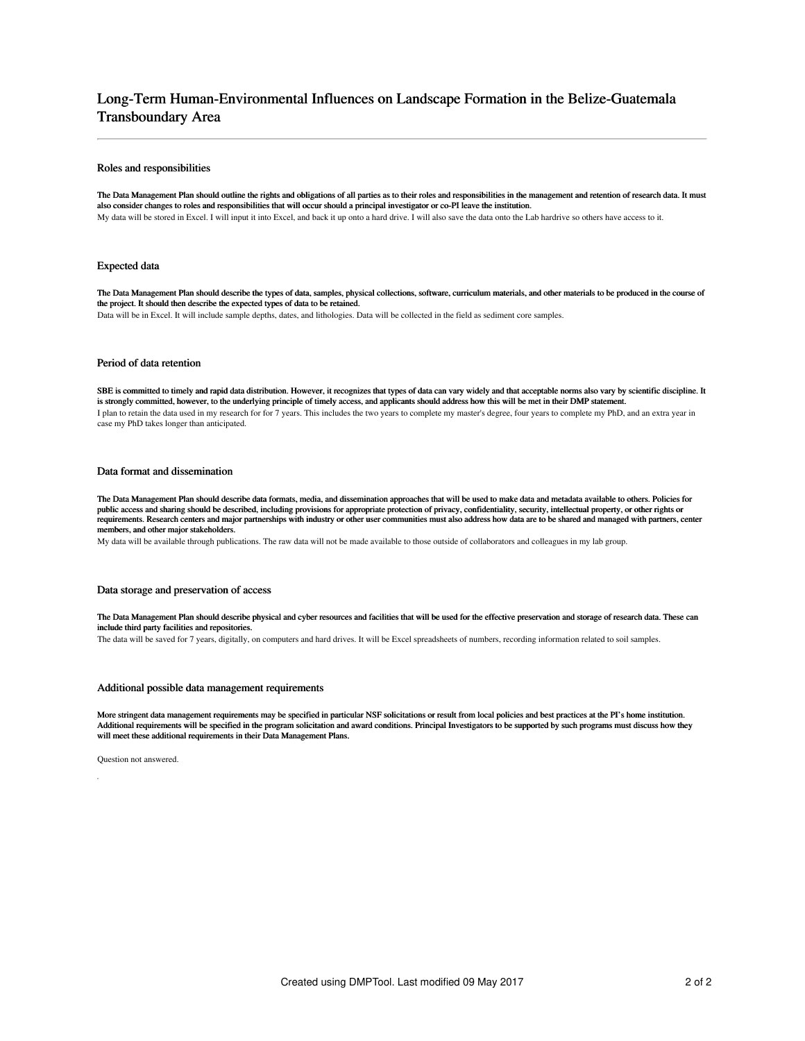# Long-Term Human-Environmental Influences on Landscape Formation in the Belize-Guatemala Transboundary Area

## Roles and responsibilities

**The Data Management Plan should outline the rights and obligations of all parties as to their roles and responsibilities in the management and retention of research data. It must also consider changes to roles and responsibilities that will occur should a principal investigator or co-PI leave the institution.**

My data will be stored in Excel. I will input it into Excel, and back it up onto a hard drive. I will also save the data onto the Lab hardrive so others have access to it.

## Expected data

**The Data Management Plan should describe the types of data, samples, physical collections, software, curriculum materials, and other materials to be produced in the course of the project. It should then describe the expected types of data to be retained.**

Data will be in Excel. It will include sample depths, dates, and lithologies. Data will be collected in the field as sediment core samples.

## Period of data retention

**SBE is committed to timely and rapid data distribution. However, it recognizes that types of data can vary widely and that acceptable norms also vary by scientific discipline. It is strongly committed, however, to the underlying principle of timely access, and applicants should address how this will be met in their DMP statement.**

I plan to retain the data used in my research for for 7 years. This includes the two years to complete my master's degree, four years to complete my PhD, and an extra year in case my PhD takes longer than anticipated.

## Data format and dissemination

**The Data Management Plan should describe data formats, media, and dissemination approaches that will be used to make data and metadata available to others. Policies for public access and sharing should be described, including provisions for appropriate protection of privacy, confidentiality, security, intellectual property, or other rights or requirements. Research centers and major partnerships with industry or other user communities must also address how data are to be shared and managed with partners, center members, and other major stakeholders.**

My data will be available through publications. The raw data will not be made available to those outside of collaborators and colleagues in my lab group.

## Data storage and preservation of access

**The Data Management Plan should describe physical and cyber resources and facilities that will be used for the effective preservation and storage of research data. These can include third party facilities and repositories.**

The data will be saved for 7 years, digitally, on computers and hard drives. It will be Excel spreadsheets of numbers, recording information related to soil samples.

## Additional possible data management requirements

**More stringent data management requirements may be specified in particular NSF solicitations or result from local policies and best practices at the PI's home institution. Additional requirements will be specified in the program solicitation and award conditions. Principal Investigators to be supported by such programs must discuss how they will meet these additional requirements in their Data Management Plans.**

Question not answered.

Created using DMPTool. Last modified 09 May 2017